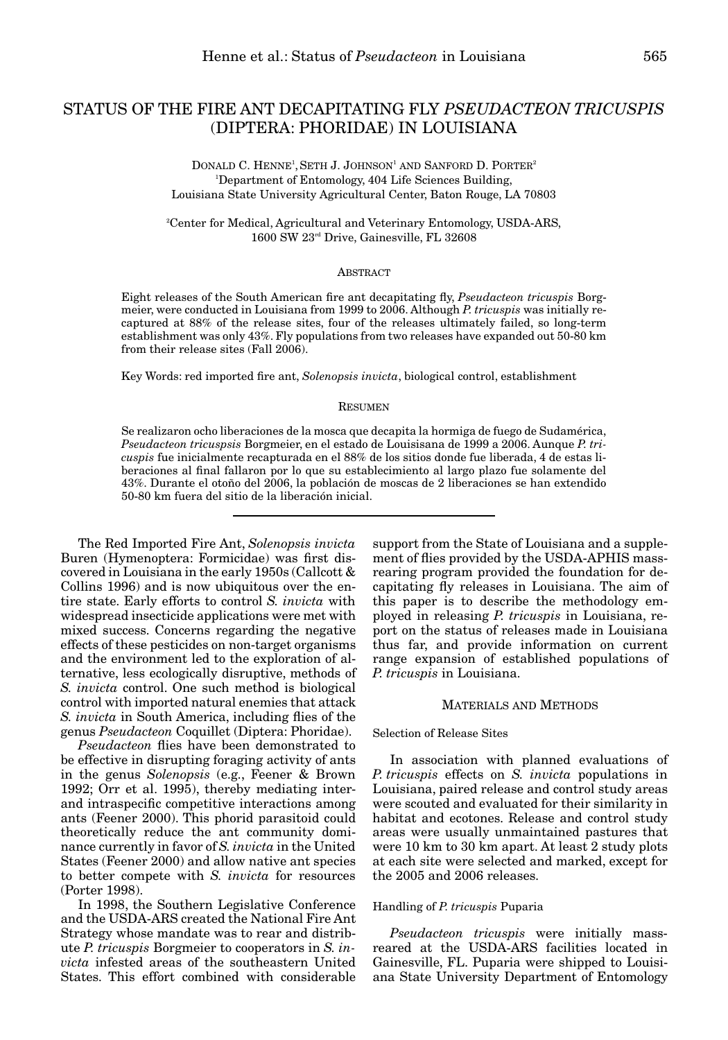# STATUS OF THE FIRE ANT DECAPITATING FLY *PSEUDACTEON TRICUSPIS* (DIPTERA: PHORIDAE) IN LOUISIANA

DONALD C. HENNE[1], SETH J. JOHNSON[1] AND SANFORD D. PORTER[2]

[1]Department of Entomology, 404 Life Sciences Building, Louisiana State University Agricultural Center, Baton Rouge, LA 70803

[2]Center for Medical, Agricultural and Veterinary Entomology, USDA-ARS, 1600 SW 23rd Drive, Gainesville, FL 32608

## ABSTRACT

Eight releases of the South American fire ant decapitating fly, *Pseudacteon tricuspis* Borgmeier, were conducted in Louisiana from 1999 to 2006. Although *P. tricuspis* was initially recaptured at 88% of the release sites, four of the releases ultimately failed, so long-term establishment was only 43%. Fly populations from two releases have expanded out 50-80 km from their release sites (Fall 2006).

Key Words: red imported fire ant, *Solenopsis invicta*, biological control, establishment

## RESUMEN

Se realizaron ocho liberaciones de la mosca que decapita la hormiga de fuego de Sudamérica, *Pseudacteon tricuspis* Borgmeier, en el estado de Louisisana de 1999 a 2006. Aunque *P. tricuspis* fue inicialmente recapturada en el 88% de los sitios donde fue liberada, 4 de estas liberaciones al final fallaron por lo que su establecimiento al largo plazo fue solamente del 43%. Durante el otoño del 2006, la población de moscas de 2 liberaciones se han extendido 50-80 km fuera del sitio de la liberación inicial.

---

The Red Imported Fire Ant, *Solenopsis invicta* Buren (Hymenoptera: Formicidae) was first discovered in Louisiana in the early 1950s (Callcott & Collins 1996) and is now ubiquitous over the entire state. Early efforts to control *S. invicta* with widespread insecticide applications were met with mixed success. Concerns regarding the negative effects of these pesticides on non-target organisms and the environment led to the exploration of alternative, less ecologically disruptive, methods of *S. invicta* control. One such method is biological control with imported natural enemies that attack *S. invicta* in South America, including flies of the genus *Pseudacteon* Coquillet (Diptera: Phoridae).

*Pseudacteon* flies have been demonstrated to be effective in disrupting foraging activity of ants in the genus *Solenopsis* (e.g., Feener & Brown 1992; Orr et al. 1995), thereby mediating inter- and intraspecific competitive interactions among ants (Feener 2000). This phorid parasitoid could theoretically reduce the ant community dominance currently in favor of *S. invicta* in the United States (Feener 2000) and allow native ant species to better compete with *S. invicta* for resources (Porter 1998).

In 1998, the Southern Legislative Conference and the USDA-ARS created the National Fire Ant Strategy whose mandate was to rear and distribute *P. tricuspis* Borgmeier to cooperators in *S. invicta* infested areas of the southeastern United States. This effort combined with considerable support from the State of Louisiana and a supplement of flies provided by the USDA-APHIS mass-rearing program provided the foundation for decapitating fly releases in Louisiana. The aim of this paper is to describe the methodology employed in releasing *P. tricuspis* in Louisiana, report on the status of releases made in Louisiana thus far, and provide information on current range expansion of established populations of *P. tricuspis* in Louisiana.

## MATERIALS AND METHODS

### Selection of Release Sites

In association with planned evaluations of *P. tricuspis* effects on *S. invicta* populations in Louisiana, paired release and control study areas were scouted and evaluated for their similarity in habitat and ecotones. Release and control study areas were usually unmaintained pastures that were 10 km to 30 km apart. At least 2 study plots at each site were selected and marked, except for the 2005 and 2006 releases.

### Handling of *P. tricuspis* Puparia

*Pseudacteon tricuspis* were initially mass-reared at the USDA-ARS facilities located in Gainesville, FL. Puparia were shipped to Louisiana State University Department of Entomology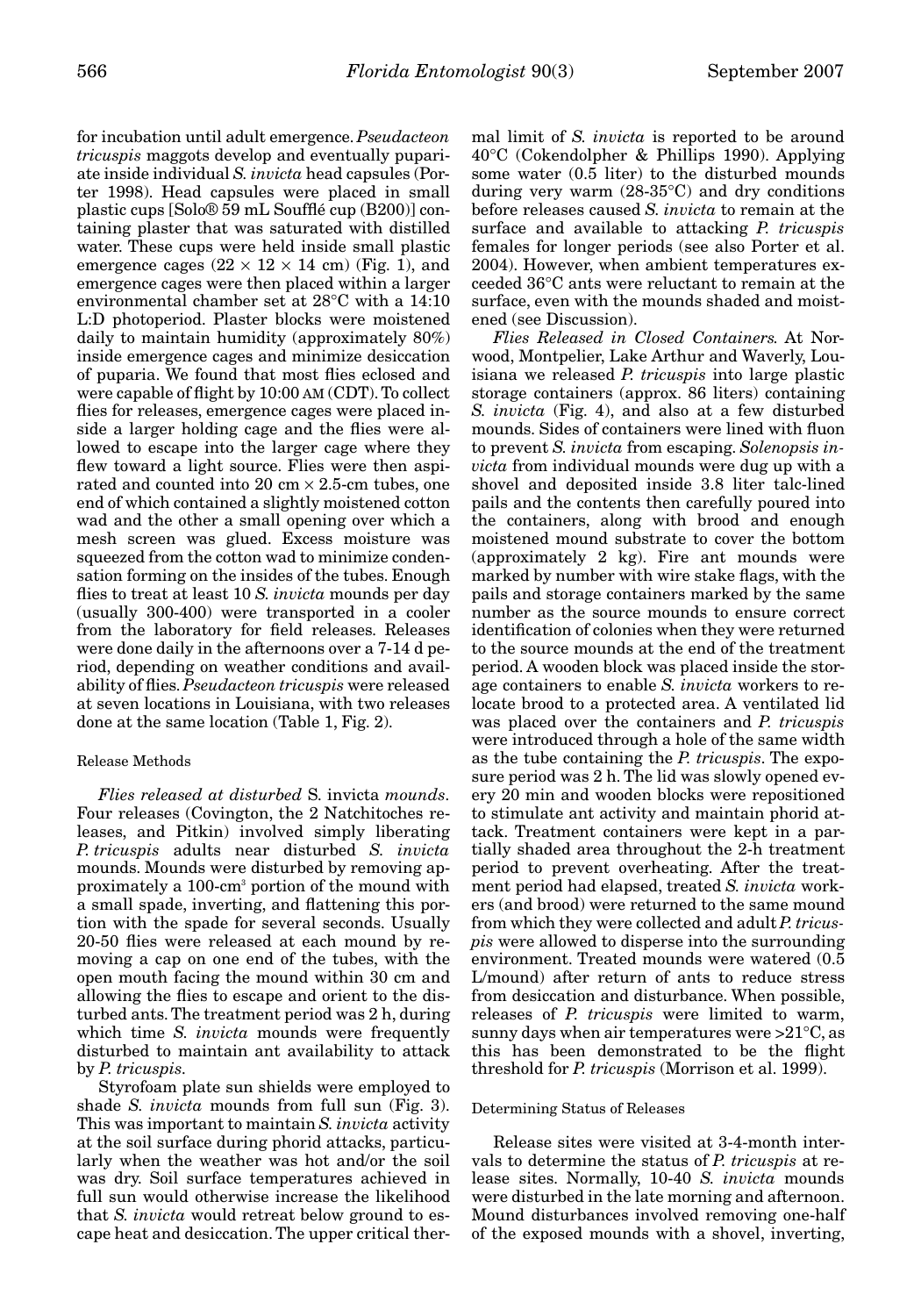for incubation until adult emergence. *Pseudacteon tricuspis* maggots develop and eventually pupariate inside individual *S. invicta* head capsules (Porter 1998). Head capsules were placed in small plastic cups [Solo® 59 mL Soufflé cup (B200)] containing plaster that was saturated with distilled water. These cups were held inside small plastic emergence cages (22 × 12 × 14 cm) (Fig. 1), and emergence cages were then placed within a larger environmental chamber set at 28°C with a 14:10 L:D photoperiod. Plaster blocks were moistened daily to maintain humidity (approximately 80%) inside emergence cages and minimize desiccation of puparia. We found that most flies eclosed and were capable of flight by 10:00 AM (CDT). To collect flies for releases, emergence cages were placed inside a larger holding cage and the flies were allowed to escape into the larger cage where they flew toward a light source. Flies were then aspirated and counted into 20 cm × 2.5-cm tubes, one end of which contained a slightly moistened cotton wad and the other a small opening over which a mesh screen was glued. Excess moisture was squeezed from the cotton wad to minimize condensation forming on the insides of the tubes. Enough flies to treat at least 10 *S. invicta* mounds per day (usually 300-400) were transported in a cooler from the laboratory for field releases. Releases were done daily in the afternoons over a 7-14 d period, depending on weather conditions and availability of flies. *Pseudacteon tricuspis* were released at seven locations in Louisiana, with two releases done at the same location (Table 1, Fig. 2).

### Release Methods

*Flies released at disturbed* S. invicta *mounds*. Four releases (Covington, the 2 Natchitoches releases, and Pitkin) involved simply liberating *P. tricuspis* adults near disturbed *S. invicta* mounds. Mounds were disturbed by removing approximately a 100-cm$^3$ portion of the mound with a small spade, inverting, and flattening this portion with the spade for several seconds. Usually 20-50 flies were released at each mound by removing a cap on one end of the tubes, with the open mouth facing the mound within 30 cm and allowing the flies to escape and orient to the disturbed ants. The treatment period was 2 h, during which time *S. invicta* mounds were frequently disturbed to maintain ant availability to attack by *P. tricuspis*.

Styrofoam plate sun shields were employed to shade *S. invicta* mounds from full sun (Fig. 3). This was important to maintain *S. invicta* activity at the soil surface during phorid attacks, particularly when the weather was hot and/or the soil was dry. Soil surface temperatures achieved in full sun would otherwise increase the likelihood that *S. invicta* would retreat below ground to escape heat and desiccation. The upper critical thermal limit of *S. invicta* is reported to be around 40°C (Cokendolpher & Phillips 1990). Applying some water (0.5 liter) to the disturbed mounds during very warm (28-35°C) and dry conditions before releases caused *S. invicta* to remain at the surface and available to attacking *P. tricuspis* females for longer periods (see also Porter et al. 2004). However, when ambient temperatures exceeded 36°C ants were reluctant to remain at the surface, even with the mounds shaded and moistened (see Discussion).

*Flies Released in Closed Containers.* At Norwood, Montpelier, Lake Arthur and Waverly, Louisiana we released *P. tricuspis* into large plastic storage containers (approx. 86 liters) containing *S. invicta* (Fig. 4), and also at a few disturbed mounds. Sides of containers were lined with fluon to prevent *S. invicta* from escaping. *Solenopsis invicta* from individual mounds were dug up with a shovel and deposited inside 3.8 liter talc-lined pails and the contents then carefully poured into the containers, along with brood and enough moistened mound substrate to cover the bottom (approximately 2 kg). Fire ant mounds were marked by number with wire stake flags, with the pails and storage containers marked by the same number as the source mounds to ensure correct identification of colonies when they were returned to the source mounds at the end of the treatment period. A wooden block was placed inside the storage containers to enable *S. invicta* workers to relocate brood to a protected area. A ventilated lid was placed over the containers and *P. tricuspis* were introduced through a hole of the same width as the tube containing the *P. tricuspis*. The exposure period was 2 h. The lid was slowly opened every 20 min and wooden blocks were repositioned to stimulate ant activity and maintain phorid attack. Treatment containers were kept in a partially shaded area throughout the 2-h treatment period to prevent overheating. After the treatment period had elapsed, treated *S. invicta* workers (and brood) were returned to the same mound from which they were collected and adult *P. tricuspis* were allowed to disperse into the surrounding environment. Treated mounds were watered (0.5 L/mound) after return of ants to reduce stress from desiccation and disturbance. When possible, releases of *P. tricuspis* were limited to warm, sunny days when air temperatures were >21°C, as this has been demonstrated to be the flight threshold for *P. tricuspis* (Morrison et al. 1999).

### Determining Status of Releases

Release sites were visited at 3-4-month intervals to determine the status of *P. tricuspis* at release sites. Normally, 10-40 *S. invicta* mounds were disturbed in the late morning and afternoon. Mound disturbances involved removing one-half of the exposed mounds with a shovel, inverting,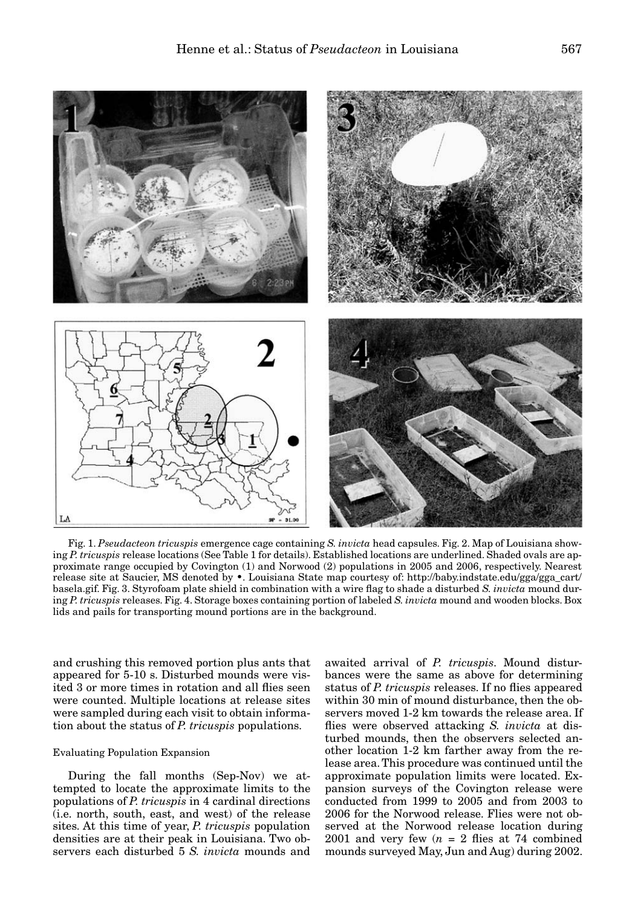Fig. 1. *Pseudacteon tricuspis* emergence cage containing *S. invicta* head capsules. Fig. 2. Map of Louisiana showing *P. tricuspis* release locations (See Table 1 for details). Established locations are underlined. Shaded ovals are approximate range occupied by Covington (1) and Norwood (2) populations in 2005 and 2006, respectively. Nearest release site at Saucier, MS denoted by •. Louisiana State map courtesy of: http://baby.indstate.edu/gga/gga_cart/basela.gif. Fig. 3. Styrofoam plate shield in combination with a wire flag to shade a disturbed *S. invicta* mound during *P. tricuspis* releases. Fig. 4. Storage boxes containing portion of labeled *S. invicta* mound and wooden blocks. Box lids and pails for transporting mound portions are in the background.

and crushing this removed portion plus ants that appeared for 5-10 s. Disturbed mounds were visited 3 or more times in rotation and all flies seen were counted. Multiple locations at release sites were sampled during each visit to obtain information about the status of *P. tricuspis* populations.

### Evaluating Population Expansion

During the fall months (Sep-Nov) we attempted to locate the approximate limits to the populations of *P. tricuspis* in 4 cardinal directions (i.e. north, south, east, and west) of the release sites. At this time of year, *P. tricuspis* population densities are at their peak in Louisiana. Two observers each disturbed 5 *S. invicta* mounds and awaited arrival of *P. tricuspis*. Mound disturbances were the same as above for determining status of *P. tricuspis* releases. If no flies appeared within 30 min of mound disturbance, then the observers moved 1-2 km towards the release area. If flies were observed attacking *S. invicta* at disturbed mounds, then the observers selected another location 1-2 km farther away from the release area. This procedure was continued until the approximate population limits were located. Expansion surveys of the Covington release were conducted from 1999 to 2005 and from 2003 to 2006 for the Norwood release. Flies were not observed at the Norwood release location during 2001 and very few ($n$ = 2 flies at 74 combined mounds surveyed May, Jun and Aug) during 2002.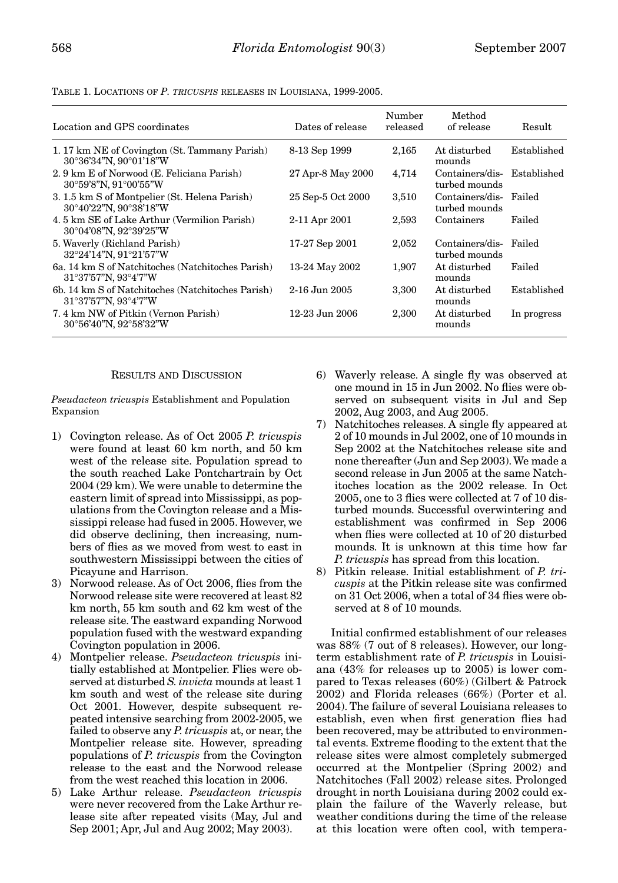TABLE 1. LOCATIONS OF *P. TRICUSPIS* RELEASES IN LOUISIANA, 1999-2005.

| Location and GPS coordinates | Dates of release | Number released | Method of release | Result |
|---|---|---|---|---|
| 1. 17 km NE of Covington (St. Tammany Parish) 30°36'34"N, 90°01'18"W | 8-13 Sep 1999 | 2,165 | At disturbed mounds | Established |
| 2. 9 km E of Norwood (E. Feliciana Parish) 30°59'8"N, 91°00'55"W | 27 Apr-8 May 2000 | 4,714 | Containers/disturbed mounds | Established |
| 3. 1.5 km S of Montpelier (St. Helena Parish) 30°40'22"N, 90°38'18"W | 25 Sep-5 Oct 2000 | 3,510 | Containers/disturbed mounds | Failed |
| 4. 5 km SE of Lake Arthur (Vermilion Parish) 30°04'08"N, 92°39'25"W | 2-11 Apr 2001 | 2,593 | Containers | Failed |
| 5. Waverly (Richland Parish) 32°24'14"N, 91°21'57"W | 17-27 Sep 2001 | 2,052 | Containers/disturbed mounds | Failed |
| 6a. 14 km S of Natchitoches (Natchitoches Parish) 31°37'57"N, 93°4'7"W | 13-24 May 2002 | 1,907 | At disturbed mounds | Failed |
| 6b. 14 km S of Natchitoches (Natchitoches Parish) 31°37'57"N, 93°4'7"W | 2-16 Jun 2005 | 3,300 | At disturbed mounds | Established |
| 7. 4 km NW of Pitkin (Vernon Parish) 30°56'40"N, 92°58'32"W | 12-23 Jun 2006 | 2,300 | At disturbed mounds | In progress |

## RESULTS AND DISCUSSION

*Pseudacteon tricuspis* Establishment and Population Expansion

1) Covington release. As of Oct 2005 *P. tricuspis* were found at least 60 km north, and 50 km west of the release site. Population spread to the south reached Lake Pontchartrain by Oct 2004 (29 km). We were unable to determine the eastern limit of spread into Mississippi, as populations from the Covington release and a Mississippi release had fused in 2005. However, we did observe declining, then increasing, numbers of flies as we moved from west to east in southwestern Mississippi between the cities of Picayune and Harrison.
3) Norwood release. As of Oct 2006, flies from the Norwood release site were recovered at least 82 km north, 55 km south and 62 km west of the release site. The eastward expanding Norwood population fused with the westward expanding Covington population in 2006.
4) Montpelier release. *Pseudacteon tricuspis* initially established at Montpelier. Flies were observed at disturbed *S. invicta* mounds at least 1 km south and west of the release site during Oct 2001. However, despite subsequent repeated intensive searching from 2002-2005, we failed to observe any *P. tricuspis* at, or near, the Montpelier release site. However, spreading populations of *P. tricuspis* from the Covington release to the east and the Norwood release from the west reached this location in 2006.
5) Lake Arthur release. *Pseudacteon tricuspis* were never recovered from the Lake Arthur release site after repeated visits (May, Jul and Sep 2001; Apr, Jul and Aug 2002; May 2003).
6) Waverly release. A single fly was observed at one mound in 15 in Jun 2002. No flies were observed on subsequent visits in Jul and Sep 2002, Aug 2003, and Aug 2005.
7) Natchitoches releases. A single fly appeared at 2 of 10 mounds in Jul 2002, one of 10 mounds in Sep 2002 at the Natchitoches release site and none thereafter (Jun and Sep 2003). We made a second release in Jun 2005 at the same Natchitoches location as the 2002 release. In Oct 2005, one to 3 flies were collected at 7 of 10 disturbed mounds. Successful overwintering and establishment was confirmed in Sep 2006 when flies were collected at 10 of 20 disturbed mounds. It is unknown at this time how far *P. tricuspis* has spread from this location.
8) Pitkin release. Initial establishment of *P. tricuspis* at the Pitkin release site was confirmed on 31 Oct 2006, when a total of 34 flies were observed at 8 of 10 mounds.

Initial confirmed establishment of our releases was 88% (7 out of 8 releases). However, our long-term establishment rate of *P. tricuspis* in Louisiana (43% for releases up to 2005) is lower compared to Texas releases (60%) (Gilbert & Patrock 2002) and Florida releases (66%) (Porter et al. 2004). The failure of several Louisiana releases to establish, even when first generation flies had been recovered, may be attributed to environmental events. Extreme flooding to the extent that the release sites were almost completely submerged occurred at the Montpelier (Spring 2002) and Natchitoches (Fall 2002) release sites. Prolonged drought in north Louisiana during 2002 could explain the failure of the Waverly release, but weather conditions during the time of the release at this location were often cool, with tempera-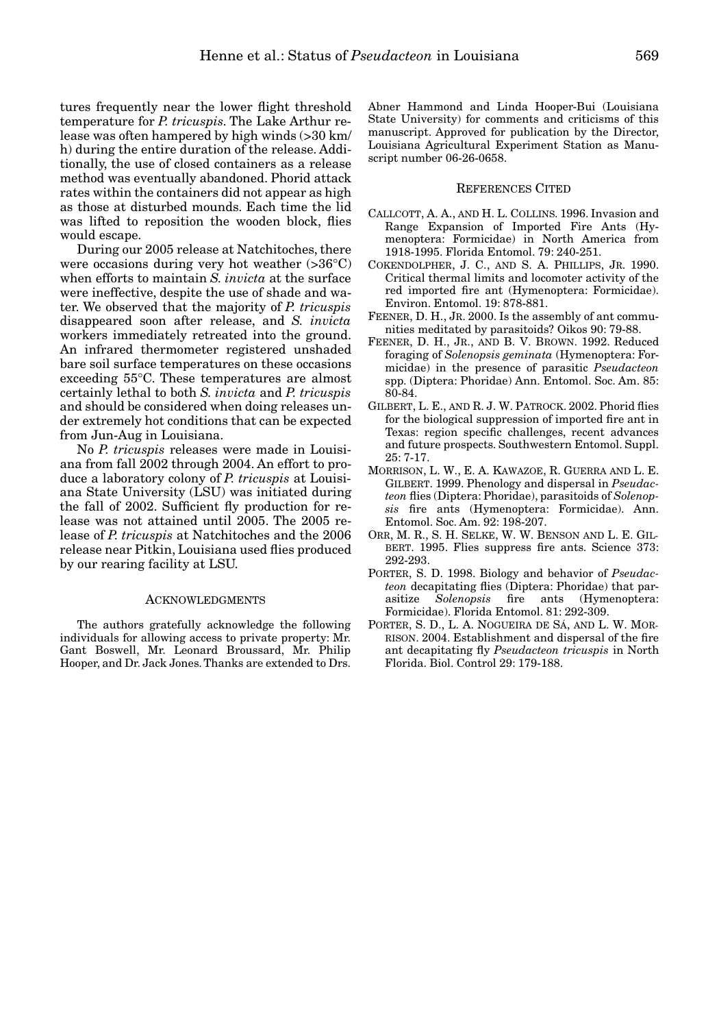tures frequently near the lower flight threshold temperature for *P. tricuspis*. The Lake Arthur release was often hampered by high winds (>30 km/h) during the entire duration of the release. Additionally, the use of closed containers as a release method was eventually abandoned. Phorid attack rates within the containers did not appear as high as those at disturbed mounds. Each time the lid was lifted to reposition the wooden block, flies would escape.

During our 2005 release at Natchitoches, there were occasions during very hot weather (>36°C) when efforts to maintain *S. invicta* at the surface were ineffective, despite the use of shade and water. We observed that the majority of *P. tricuspis* disappeared soon after release, and *S. invicta* workers immediately retreated into the ground. An infrared thermometer registered unshaded bare soil surface temperatures on these occasions exceeding 55°C. These temperatures are almost certainly lethal to both *S. invicta* and *P. tricuspis* and should be considered when doing releases under extremely hot conditions that can be expected from Jun-Aug in Louisiana.

No *P. tricuspis* releases were made in Louisiana from fall 2002 through 2004. An effort to produce a laboratory colony of *P. tricuspis* at Louisiana State University (LSU) was initiated during the fall of 2002. Sufficient fly production for release was not attained until 2005. The 2005 release of *P. tricuspis* at Natchitoches and the 2006 release near Pitkin, Louisiana used flies produced by our rearing facility at LSU.

## Acknowledgments

The authors gratefully acknowledge the following individuals for allowing access to private property: Mr. Gant Boswell, Mr. Leonard Broussard, Mr. Philip Hooper, and Dr. Jack Jones. Thanks are extended to Drs. Abner Hammond and Linda Hooper-Bui (Louisiana State University) for comments and criticisms of this manuscript. Approved for publication by the Director, Louisiana Agricultural Experiment Station as Manuscript number 06-26-0658.

## References Cited

Callcott, A. A., and H. L. Collins. 1996. Invasion and Range Expansion of Imported Fire Ants (Hymenoptera: Formicidae) in North America from 1918-1995. Florida Entomol. 79: 240-251.

Cokendolpher, J. C., and S. A. Phillips, Jr. 1990. Critical thermal limits and locomoter activity of the red imported fire ant (Hymenoptera: Formicidae). Environ. Entomol. 19: 878-881.

Feener, D. H., Jr. 2000. Is the assembly of ant communities meditated by parasitoids? Oikos 90: 79-88.

Feener, D. H., Jr., and B. V. Brown. 1992. Reduced foraging of *Solenopsis geminata* (Hymenoptera: Formicidae) in the presence of parasitic *Pseudacteon* spp. (Diptera: Phoridae) Ann. Entomol. Soc. Am. 85: 80-84.

Gilbert, L. E., and R. J. W. Patrock. 2002. Phorid flies for the biological suppression of imported fire ant in Texas: region specific challenges, recent advances and future prospects. Southwestern Entomol. Suppl. 25: 7-17.

Morrison, L. W., E. A. Kawazoe, R. Guerra and L. E. Gilbert. 1999. Phenology and dispersal in *Pseudacteon* flies (Diptera: Phoridae), parasitoids of *Solenopsis* fire ants (Hymenoptera: Formicidae). Ann. Entomol. Soc. Am. 92: 198-207.

Orr, M. R., S. H. Selke, W. W. Benson and L. E. Gilbert. 1995. Flies suppress fire ants. Science 373: 292-293.

Porter, S. D. 1998. Biology and behavior of *Pseudacteon* decapitating flies (Diptera: Phoridae) that parasitize *Solenopsis* fire ants (Hymenoptera: Formicidae). Florida Entomol. 81: 292-309.

Porter, S. D., L. A. Nogueira de Sá, and L. W. Morrison. 2004. Establishment and dispersal of the fire ant decapitating fly *Pseudacteon tricuspis* in North Florida. Biol. Control 29: 179-188.